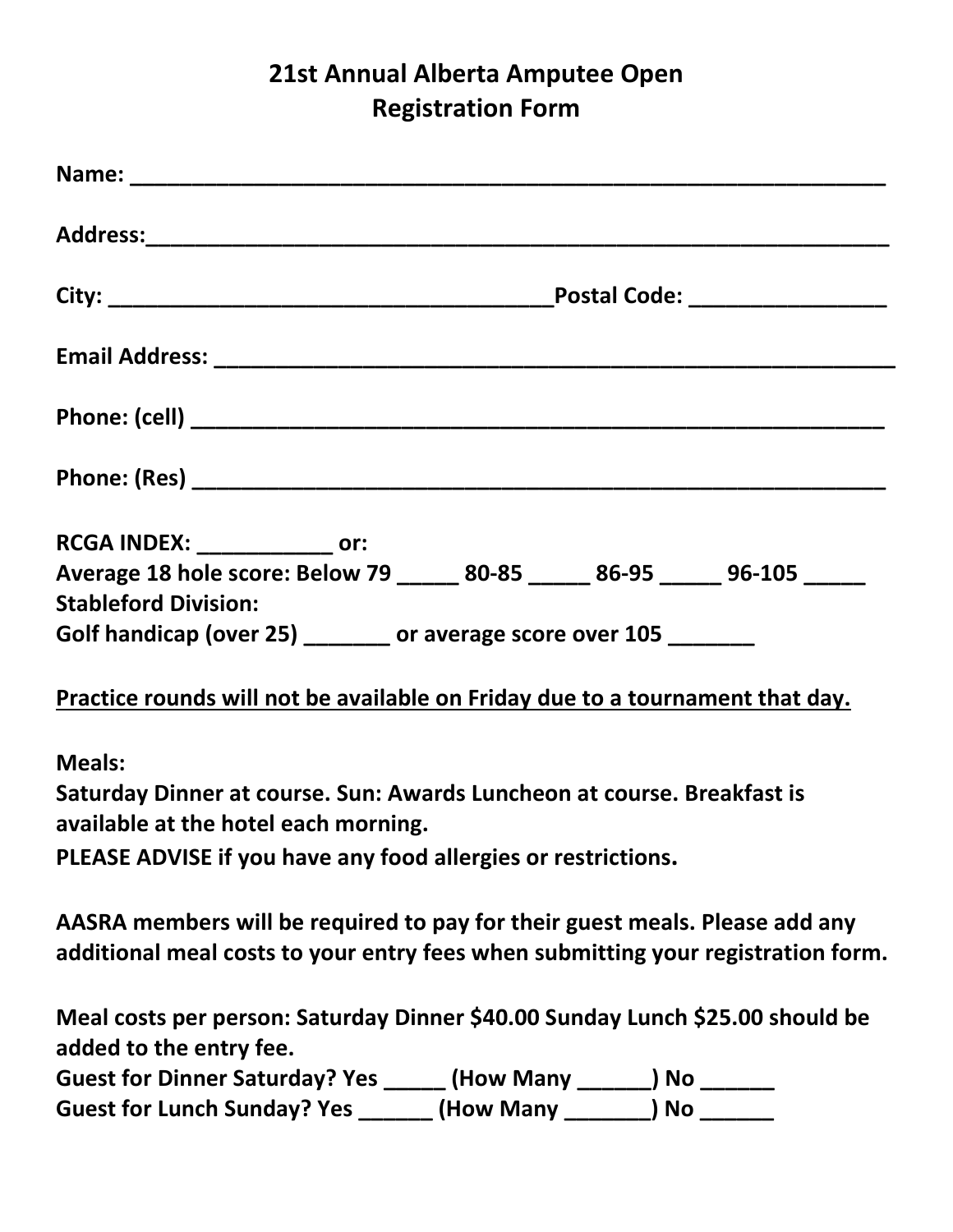# 21st Annual Alberta Amputee Open
## Registration Form

**Name:** ______________________________________________________________

**Address:**_____________________________________________________________

**City:** ____________________________________**Postal Code:** ________________

**Email Address:** ________________________________________________________

**Phone: (cell)** ________________________________________________________

**Phone: (Res)** ________________________________________________________

**RCGA INDEX:** ___________ **or:**
**Average 18 hole score: Below 79** _____ **80-85** _____ **86-95** _____ **96-105** _____
**Stableford Division:**
**Golf handicap (over 25)** _______ **or average score over 105** _______

<u>**Practice rounds will not be available on Friday due to a tournament that day.**</u>

**Meals:**
**Saturday Dinner at course. Sun: Awards Luncheon at course. Breakfast is available at the hotel each morning.**
**PLEASE ADVISE if you have any food allergies or restrictions.**

**AASRA members will be required to pay for their guest meals. Please add any additional meal costs to your entry fees when submitting your registration form.**

**Meal costs per person: Saturday Dinner $40.00 Sunday Lunch $25.00 should be added to the entry fee.**
**Guest for Dinner Saturday? Yes** _____ **(How Many** ______**) No** ______
**Guest for Lunch Sunday? Yes** ______ **(How Many** _______**) No** ______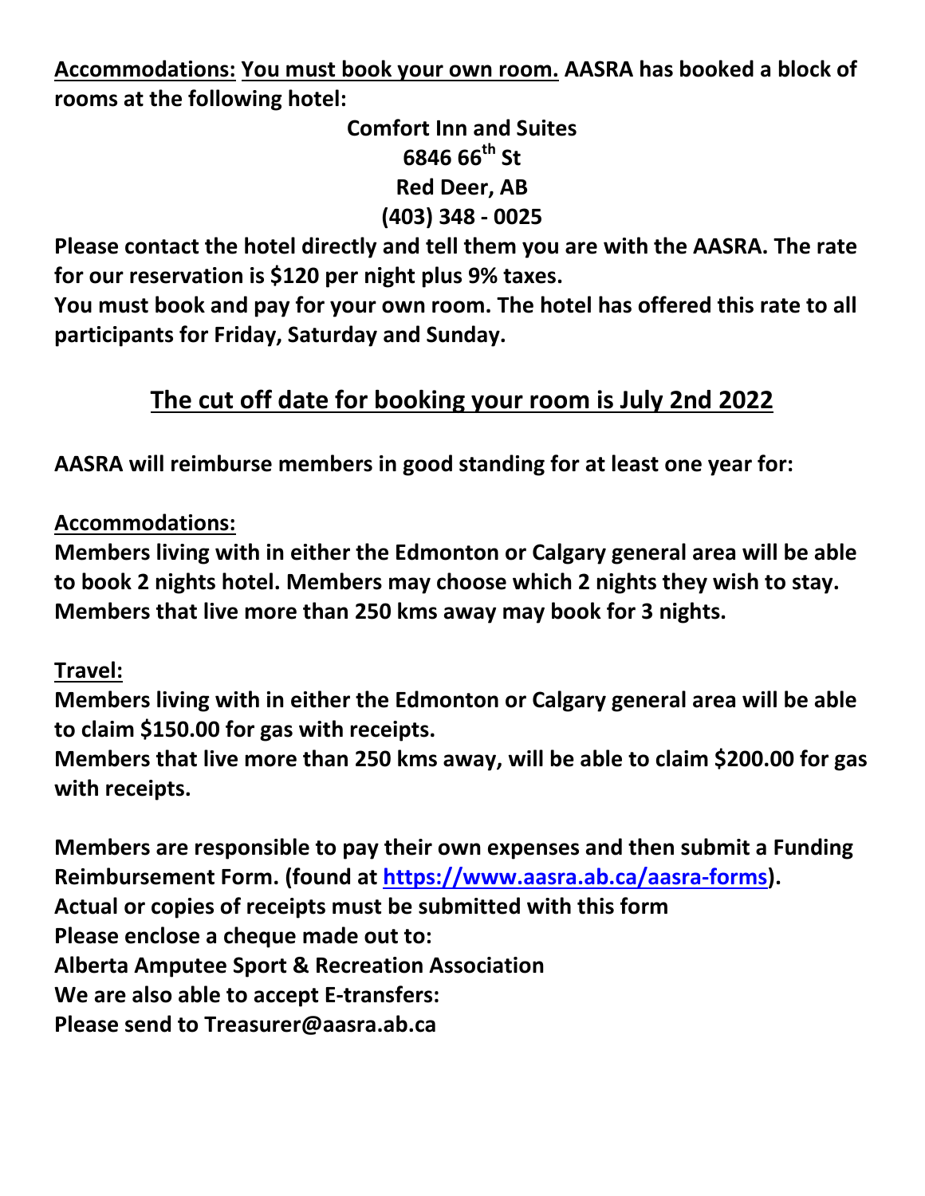**Accommodations: You must book your own room. AASRA has booked a block of rooms at the following hotel:**

**Comfort Inn and Suites**
**6846 66th St**
**Red Deer, AB**
**(403) 348 - 0025**

**Please contact the hotel directly and tell them you are with the AASRA. The rate for our reservation is $120 per night plus 9% taxes.**
**You must book and pay for your own room. The hotel has offered this rate to all participants for Friday, Saturday and Sunday.**

## The cut off date for booking your room is July 2nd 2022

**AASRA will reimburse members in good standing for at least one year for:**

**Accommodations:**
**Members living with in either the Edmonton or Calgary general area will be able to book 2 nights hotel. Members may choose which 2 nights they wish to stay. Members that live more than 250 kms away may book for 3 nights.**

**Travel:**
**Members living with in either the Edmonton or Calgary general area will be able to claim $150.00 for gas with receipts.**
**Members that live more than 250 kms away, will be able to claim $200.00 for gas with receipts.**

**Members are responsible to pay their own expenses and then submit a Funding Reimbursement Form. (found at https://www.aasra.ab.ca/aasra-forms).**
**Actual or copies of receipts must be submitted with this form**
**Please enclose a cheque made out to:**
**Alberta Amputee Sport & Recreation Association**
**We are also able to accept E-transfers:**
**Please send to Treasurer@aasra.ab.ca**